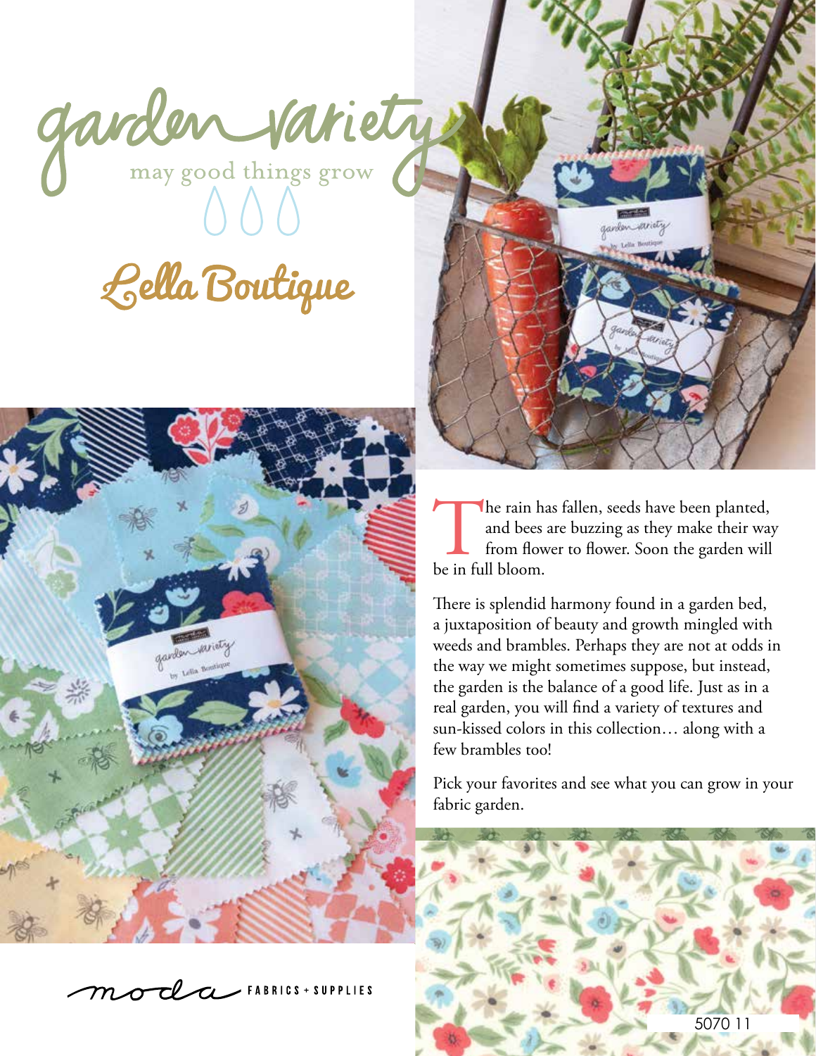# garden variety

may good things grow

## Lella Boutique

The rain has fallen, seeds have been planted, and bees are buzzing as they make their way from flower to flower. Soon the garden will be in full bloom.

There is splendid harmony found in a garden bed, a juxtaposition of beauty and growth mingled with weeds and brambles. Perhaps they are not at odds in the way we might sometimes suppose, but instead, the garden is the balance of a good life. Just as in a real garden, you will find a variety of textures and sun-kissed colors in this collection… along with a few brambles too!

Pick your favorites and see what you can grow in your fabric garden.

5070 11

moda FABRICS + SUPPLIES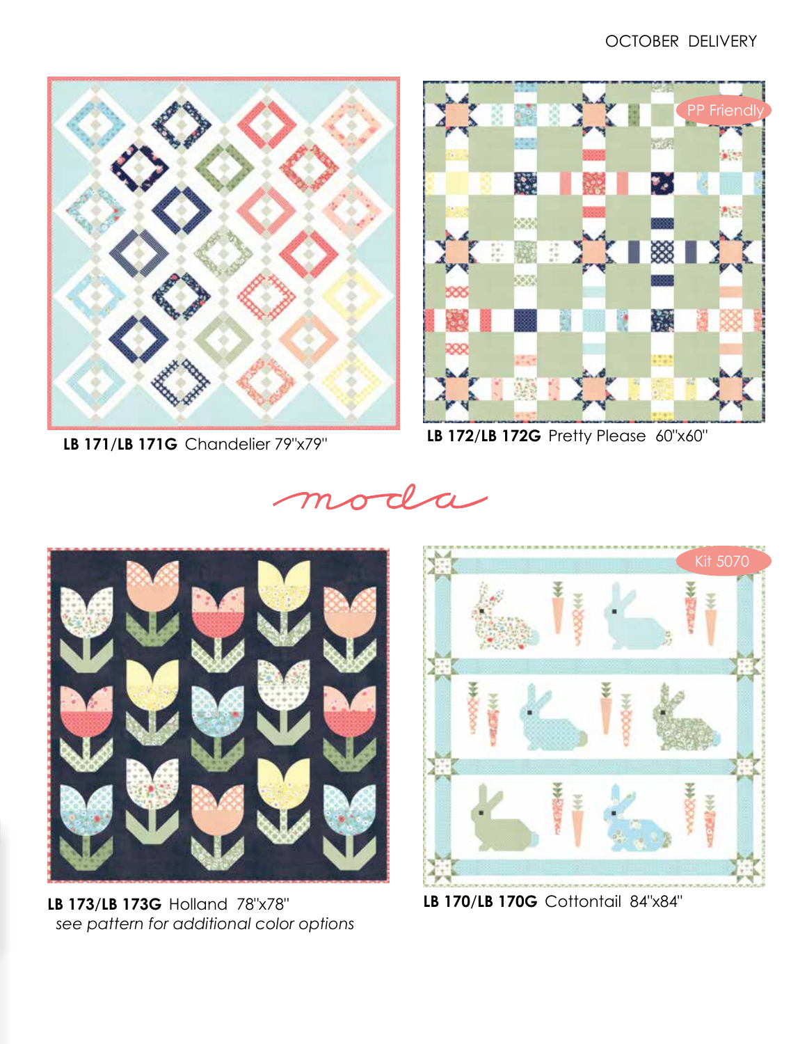OCTOBER DELIVERY

PP Friendly

**LB 171/LB 171G** Chandelier 79"x79"

**LB 172/LB 172G** Pretty Please 60"x60"

moda

Kit 5070

**LB 173/LB 173G** Holland 78"x78"
*see pattern for additional color options*

**LB 170/LB 170G** Cottontail 84"x84"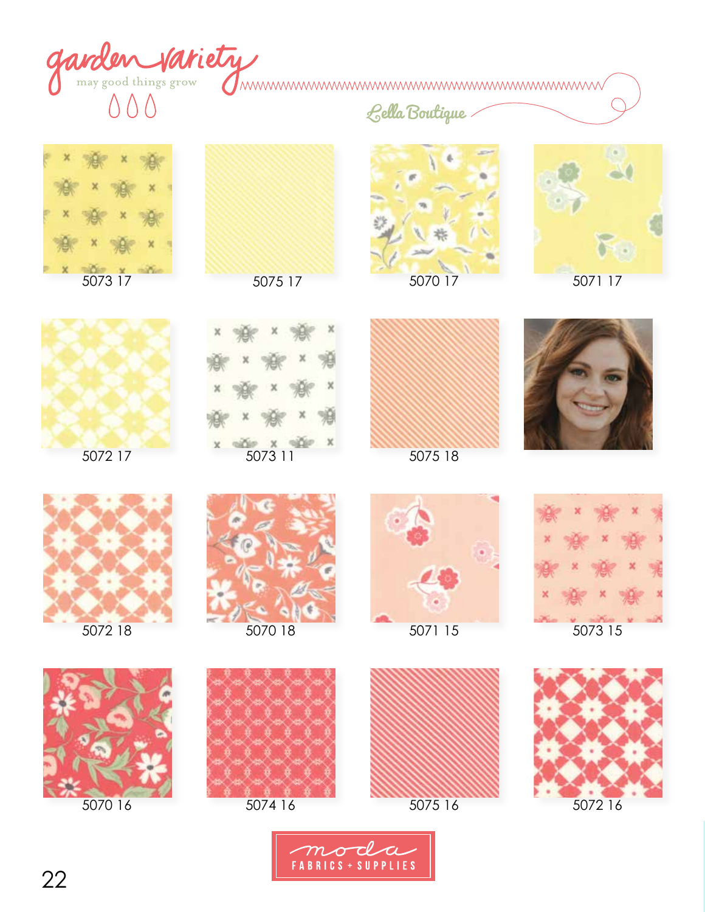# garden variety

may good things grow

Lella Boutique

5073 17

5075 17

5070 17

5071 17

5072 17

5073 11

5075 18

5072 18

5070 18

5071 15

5073 15

5070 16

5074 16

5075 16

5072 16

moda FABRICS + SUPPLIES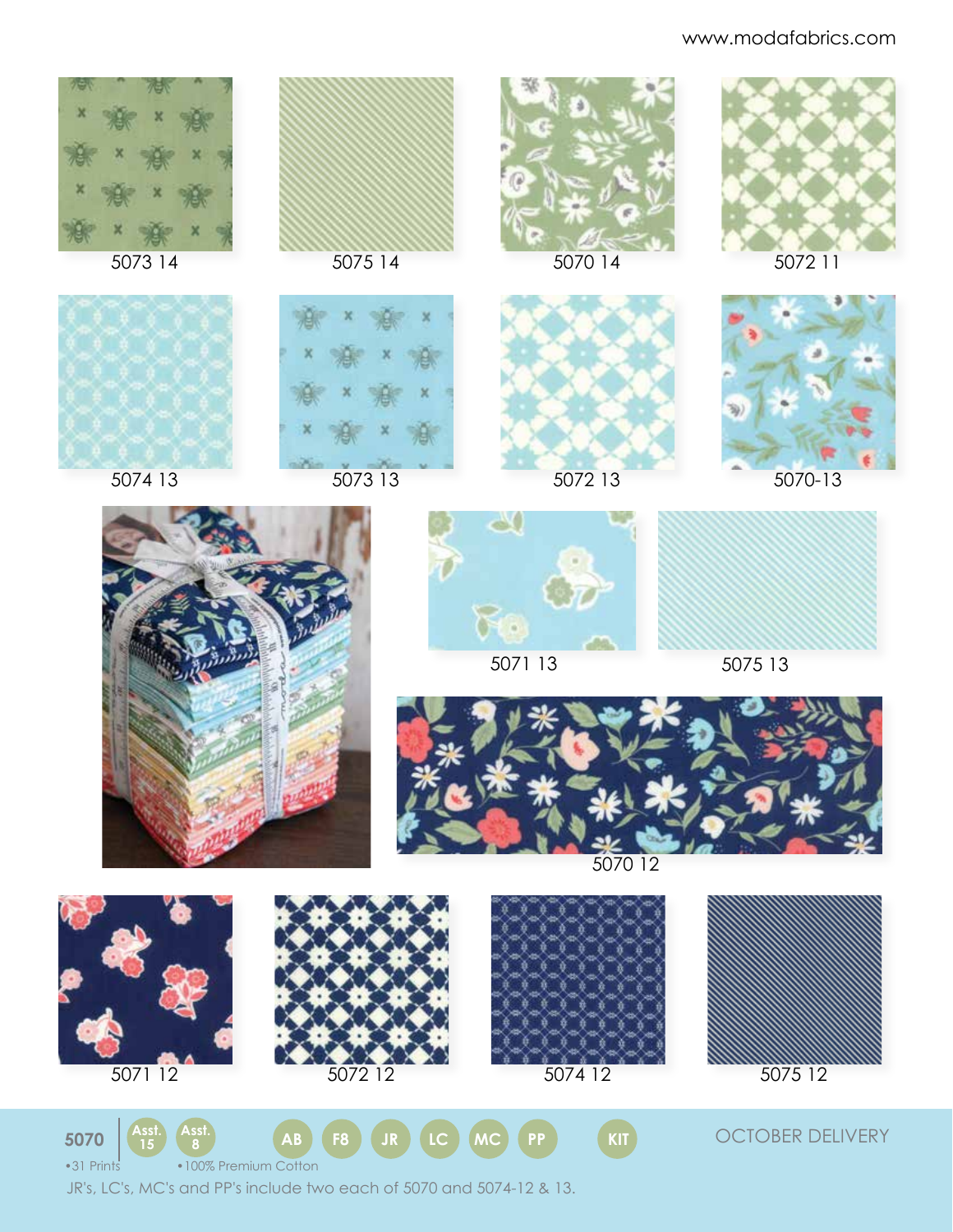www.modafabrics.com

5073 14

5075 14

5070 14

5072 11

5074 13

5073 13

5072 13

5070-13

5071 13

5075 13

5070 12

5071 12

5072 12

5074 12

5075 12

**5070** | Asst. 15 | Asst. 8 | AB | F8 | JR | LC | MC | PP | KIT

•31 Prints •100% Premium Cotton

OCTOBER DELIVERY

JR's, LC's, MC's and PP's include two each of 5070 and 5074-12 & 13.